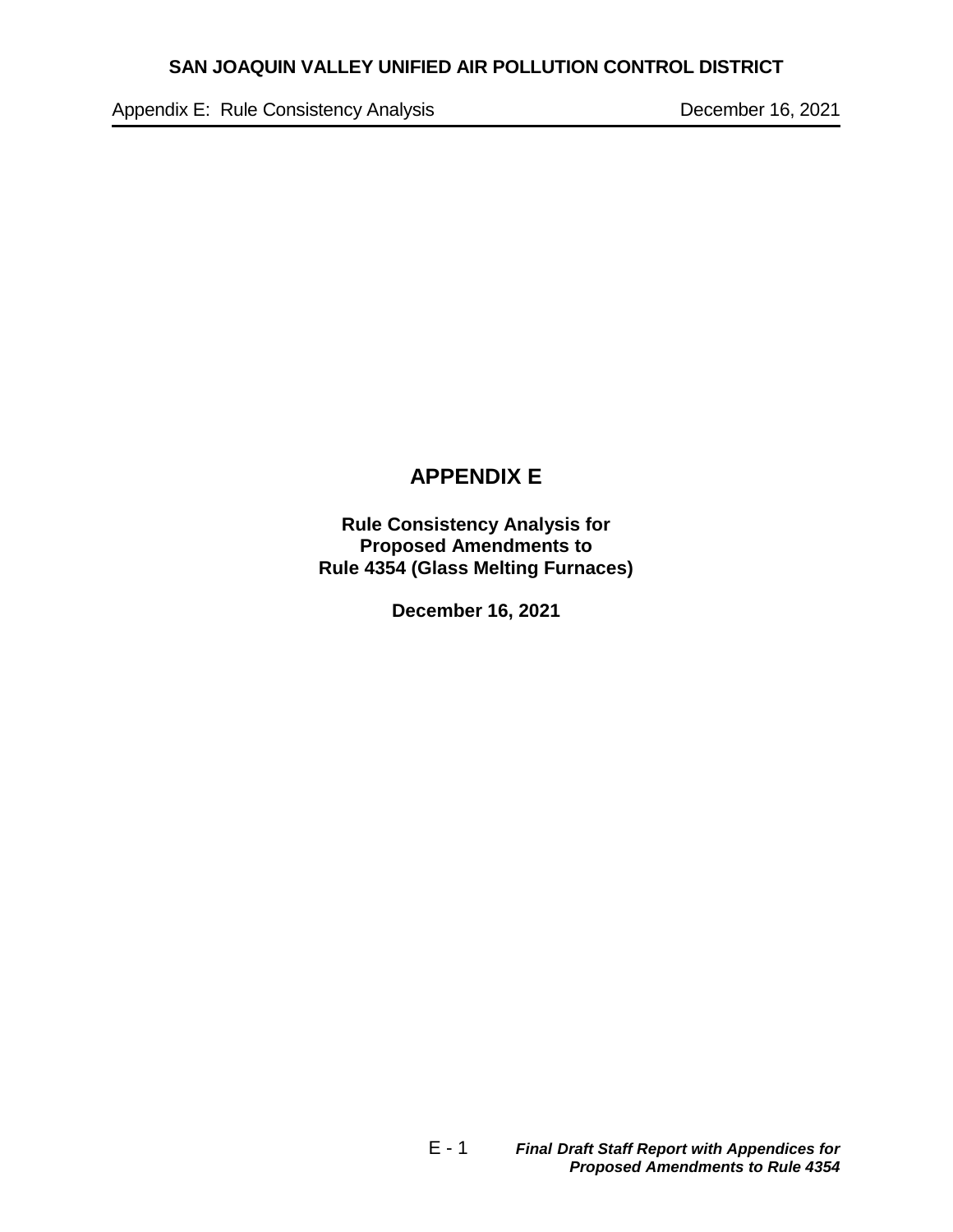# APPENDIX E

**Rule Consistency Analysis for**
**Proposed Amendments to**
**Rule 4354 (Glass Melting Furnaces)**

**December 16, 2021**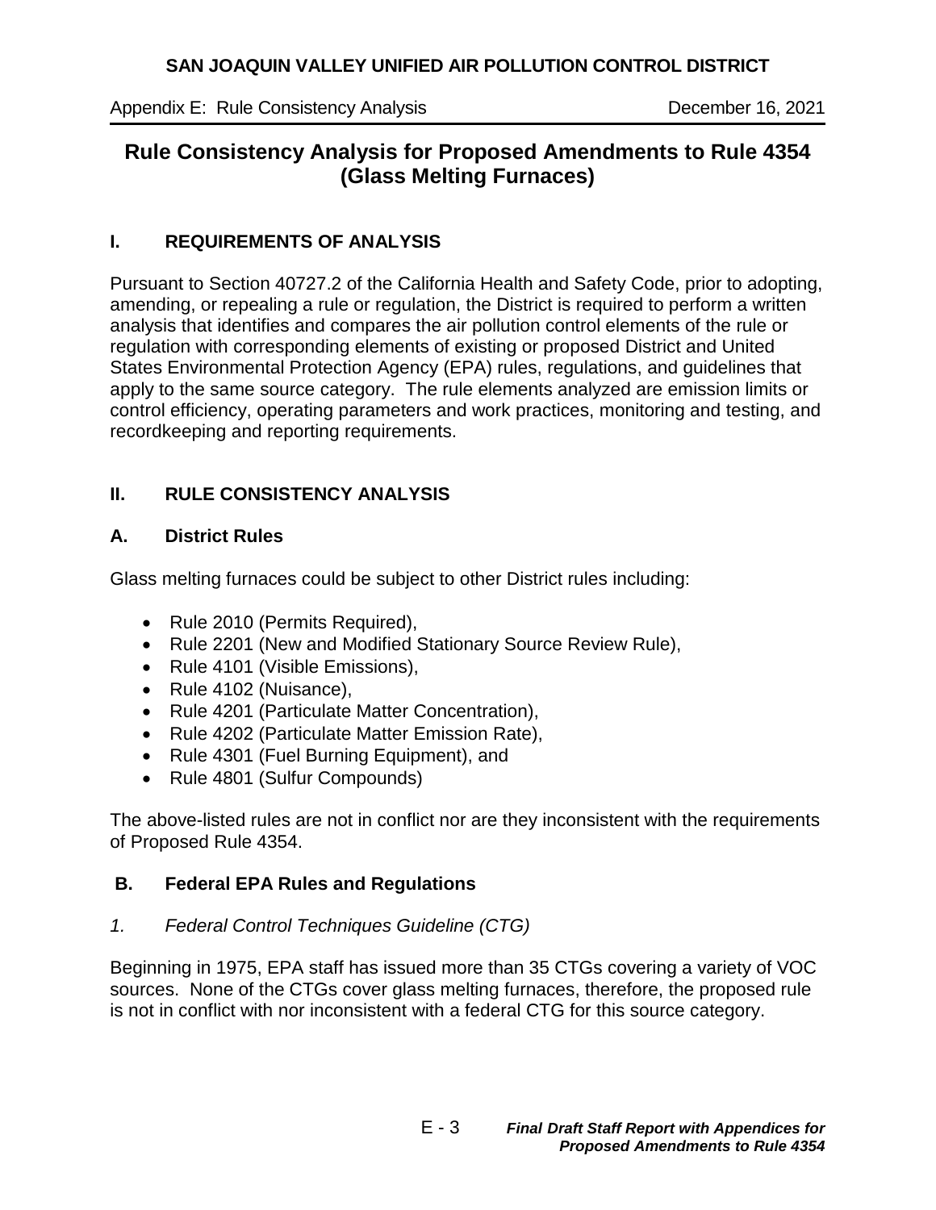# Rule Consistency Analysis for Proposed Amendments to Rule 4354 (Glass Melting Furnaces)

## I. REQUIREMENTS OF ANALYSIS

Pursuant to Section 40727.2 of the California Health and Safety Code, prior to adopting, amending, or repealing a rule or regulation, the District is required to perform a written analysis that identifies and compares the air pollution control elements of the rule or regulation with corresponding elements of existing or proposed District and United States Environmental Protection Agency (EPA) rules, regulations, and guidelines that apply to the same source category. The rule elements analyzed are emission limits or control efficiency, operating parameters and work practices, monitoring and testing, and recordkeeping and reporting requirements.

## II. RULE CONSISTENCY ANALYSIS

### A. District Rules

Glass melting furnaces could be subject to other District rules including:

- Rule 2010 (Permits Required),
- Rule 2201 (New and Modified Stationary Source Review Rule),
- Rule 4101 (Visible Emissions),
- Rule 4102 (Nuisance),
- Rule 4201 (Particulate Matter Concentration),
- Rule 4202 (Particulate Matter Emission Rate),
- Rule 4301 (Fuel Burning Equipment), and
- Rule 4801 (Sulfur Compounds)

The above-listed rules are not in conflict nor are they inconsistent with the requirements of Proposed Rule 4354.

### B. Federal EPA Rules and Regulations

*1. Federal Control Techniques Guideline (CTG)*

Beginning in 1975, EPA staff has issued more than 35 CTGs covering a variety of VOC sources. None of the CTGs cover glass melting furnaces, therefore, the proposed rule is not in conflict with nor inconsistent with a federal CTG for this source category.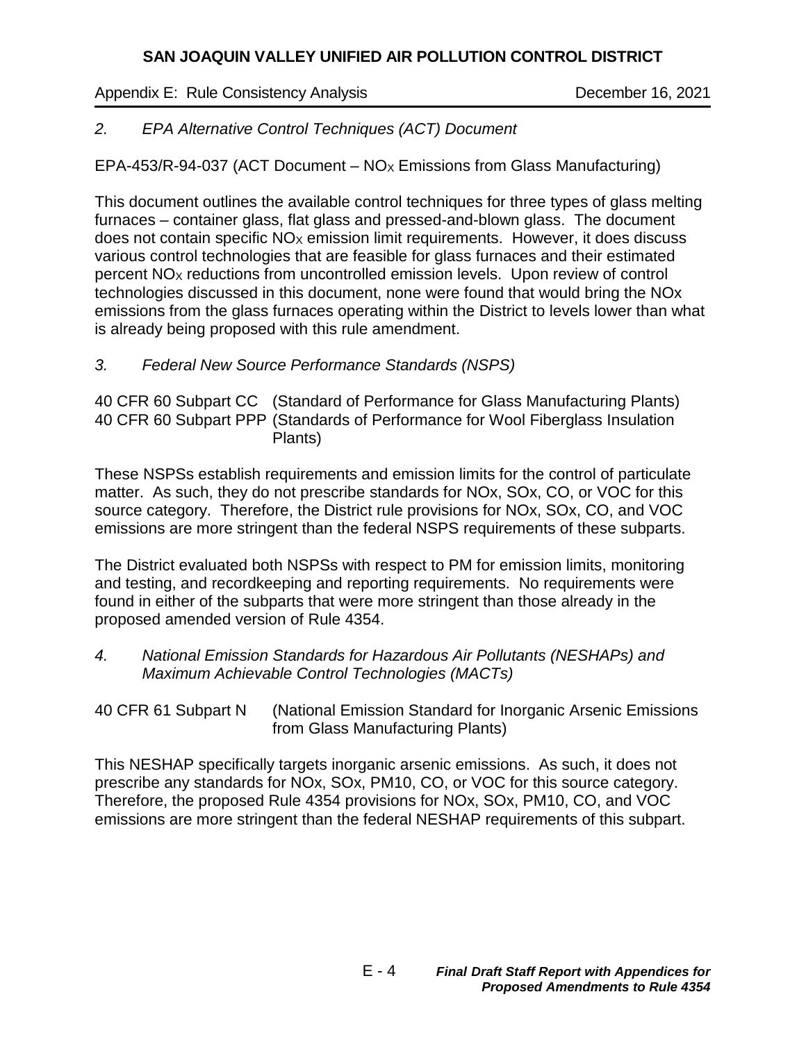### *2. EPA Alternative Control Techniques (ACT) Document*

EPA-453/R-94-037 (ACT Document – $NO_X$ Emissions from Glass Manufacturing)

This document outlines the available control techniques for three types of glass melting furnaces – container glass, flat glass and pressed-and-blown glass. The document does not contain specific $NO_X$ emission limit requirements. However, it does discuss various control technologies that are feasible for glass furnaces and their estimated percent $NO_X$ reductions from uncontrolled emission levels. Upon review of control technologies discussed in this document, none were found that would bring the NOx emissions from the glass furnaces operating within the District to levels lower than what is already being proposed with this rule amendment.

### *3. Federal New Source Performance Standards (NSPS)*

40 CFR 60 Subpart CC (Standard of Performance for Glass Manufacturing Plants)
40 CFR 60 Subpart PPP (Standards of Performance for Wool Fiberglass Insulation Plants)

These NSPSs establish requirements and emission limits for the control of particulate matter. As such, they do not prescribe standards for NOx, SOx, CO, or VOC for this source category. Therefore, the District rule provisions for NOx, SOx, CO, and VOC emissions are more stringent than the federal NSPS requirements of these subparts.

The District evaluated both NSPSs with respect to PM for emission limits, monitoring and testing, and recordkeeping and reporting requirements. No requirements were found in either of the subparts that were more stringent than those already in the proposed amended version of Rule 4354.

### *4. National Emission Standards for Hazardous Air Pollutants (NESHAPs) and Maximum Achievable Control Technologies (MACTs)*

40 CFR 61 Subpart N (National Emission Standard for Inorganic Arsenic Emissions from Glass Manufacturing Plants)

This NESHAP specifically targets inorganic arsenic emissions. As such, it does not prescribe any standards for NOx, SOx, PM10, CO, or VOC for this source category. Therefore, the proposed Rule 4354 provisions for NOx, SOx, PM10, CO, and VOC emissions are more stringent than the federal NESHAP requirements of this subpart.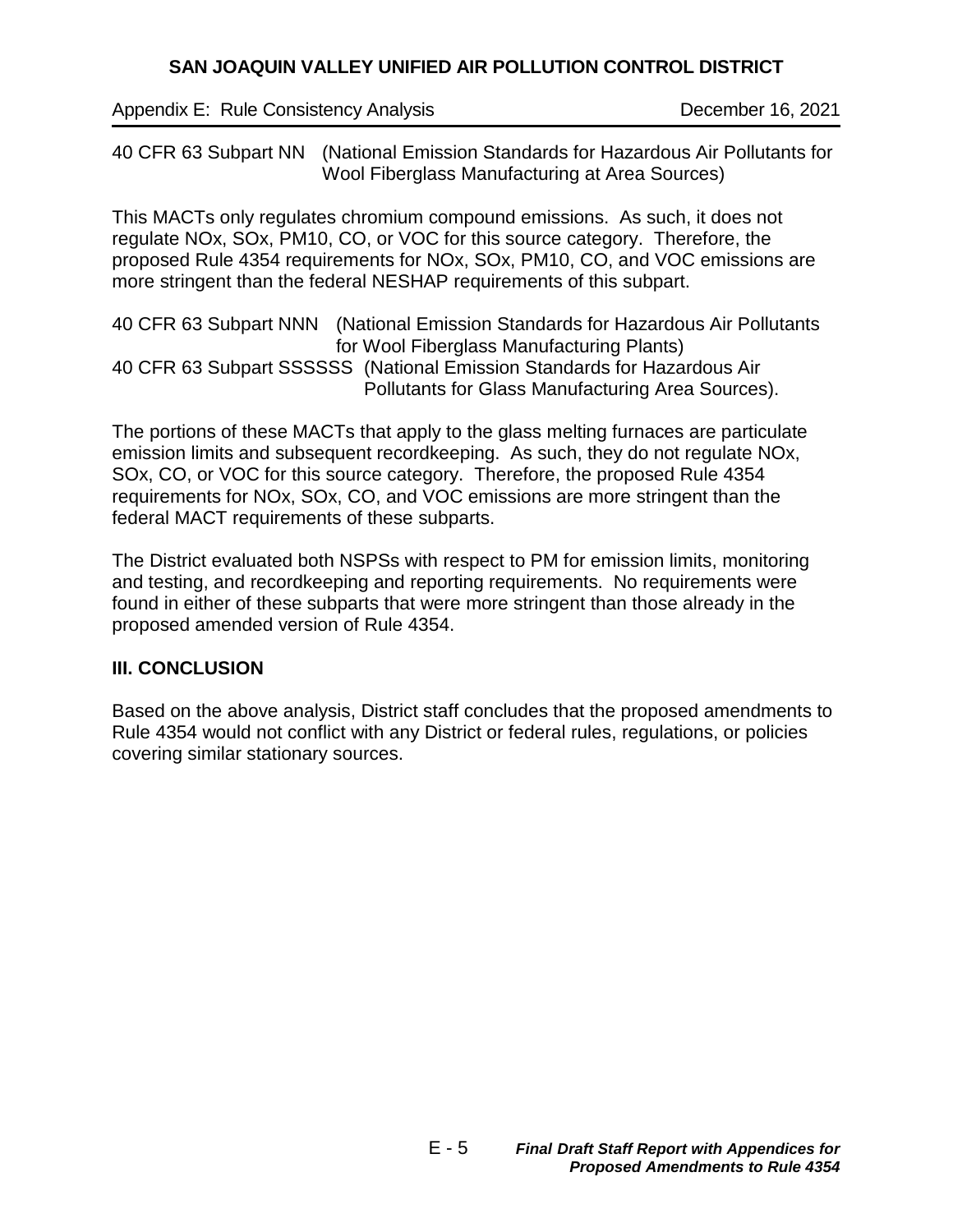40 CFR 63 Subpart NN (National Emission Standards for Hazardous Air Pollutants for Wool Fiberglass Manufacturing at Area Sources)

This MACTs only regulates chromium compound emissions. As such, it does not regulate NOx, SOx, PM10, CO, or VOC for this source category. Therefore, the proposed Rule 4354 requirements for NOx, SOx, PM10, CO, and VOC emissions are more stringent than the federal NESHAP requirements of this subpart.

40 CFR 63 Subpart NNN (National Emission Standards for Hazardous Air Pollutants for Wool Fiberglass Manufacturing Plants)
40 CFR 63 Subpart SSSSSS (National Emission Standards for Hazardous Air Pollutants for Glass Manufacturing Area Sources).

The portions of these MACTs that apply to the glass melting furnaces are particulate emission limits and subsequent recordkeeping. As such, they do not regulate NOx, SOx, CO, or VOC for this source category. Therefore, the proposed Rule 4354 requirements for NOx, SOx, CO, and VOC emissions are more stringent than the federal MACT requirements of these subparts.

The District evaluated both NSPSs with respect to PM for emission limits, monitoring and testing, and recordkeeping and reporting requirements. No requirements were found in either of these subparts that were more stringent than those already in the proposed amended version of Rule 4354.

## III. CONCLUSION

Based on the above analysis, District staff concludes that the proposed amendments to Rule 4354 would not conflict with any District or federal rules, regulations, or policies covering similar stationary sources.